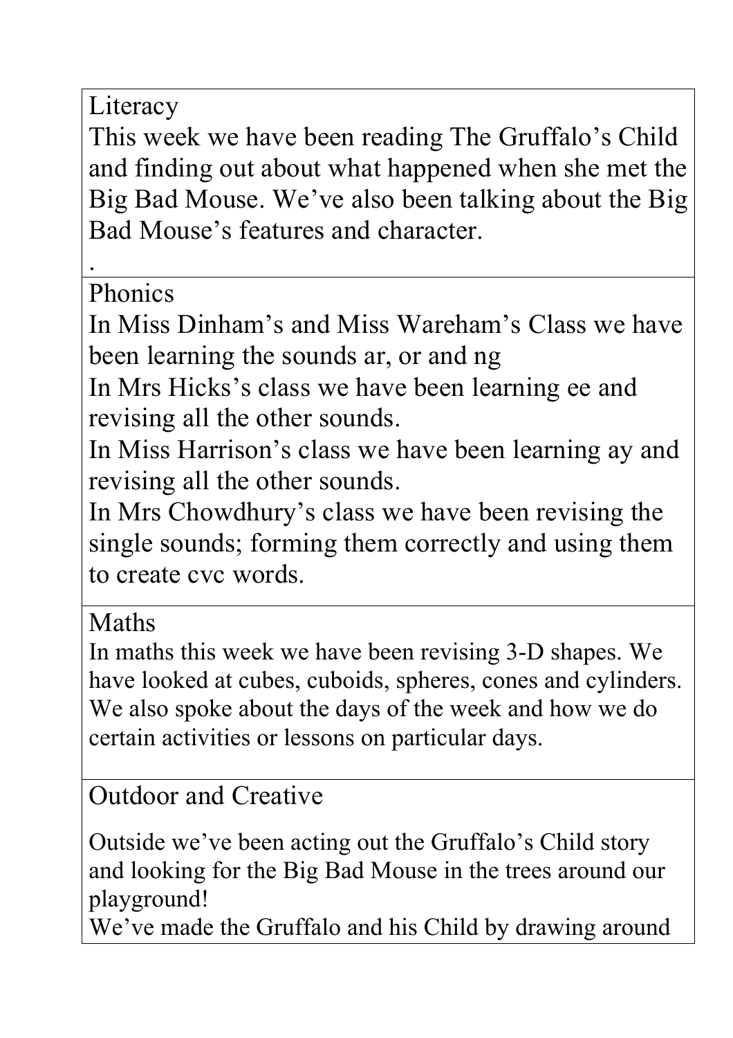## Literacy

This week we have been reading The Gruffalo's Child and finding out about what happened when she met the Big Bad Mouse. We've also been talking about the Big Bad Mouse's features and character.

.

## Phonics

In Miss Dinham's and Miss Wareham's Class we have been learning the sounds ar, or and ng

In Mrs Hicks's class we have been learning ee and revising all the other sounds.

In Miss Harrison's class we have been learning ay and revising all the other sounds.

In Mrs Chowdhury's class we have been revising the single sounds; forming them correctly and using them to create cvc words.

## Maths

In maths this week we have been revising 3-D shapes. We have looked at cubes, cuboids, spheres, cones and cylinders. We also spoke about the days of the week and how we do certain activities or lessons on particular days.

## Outdoor and Creative

Outside we've been acting out the Gruffalo's Child story and looking for the Big Bad Mouse in the trees around our playground!

We've made the Gruffalo and his Child by drawing around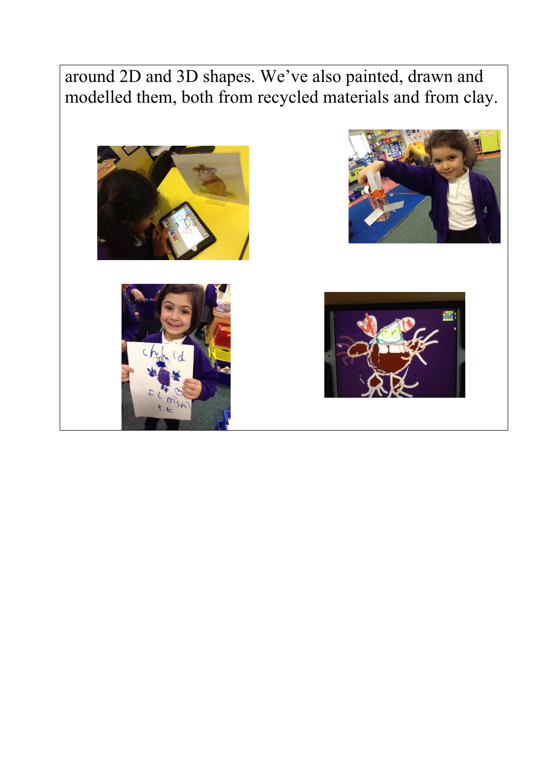around 2D and 3D shapes. We've also painted, drawn and modelled them, both from recycled materials and from clay.